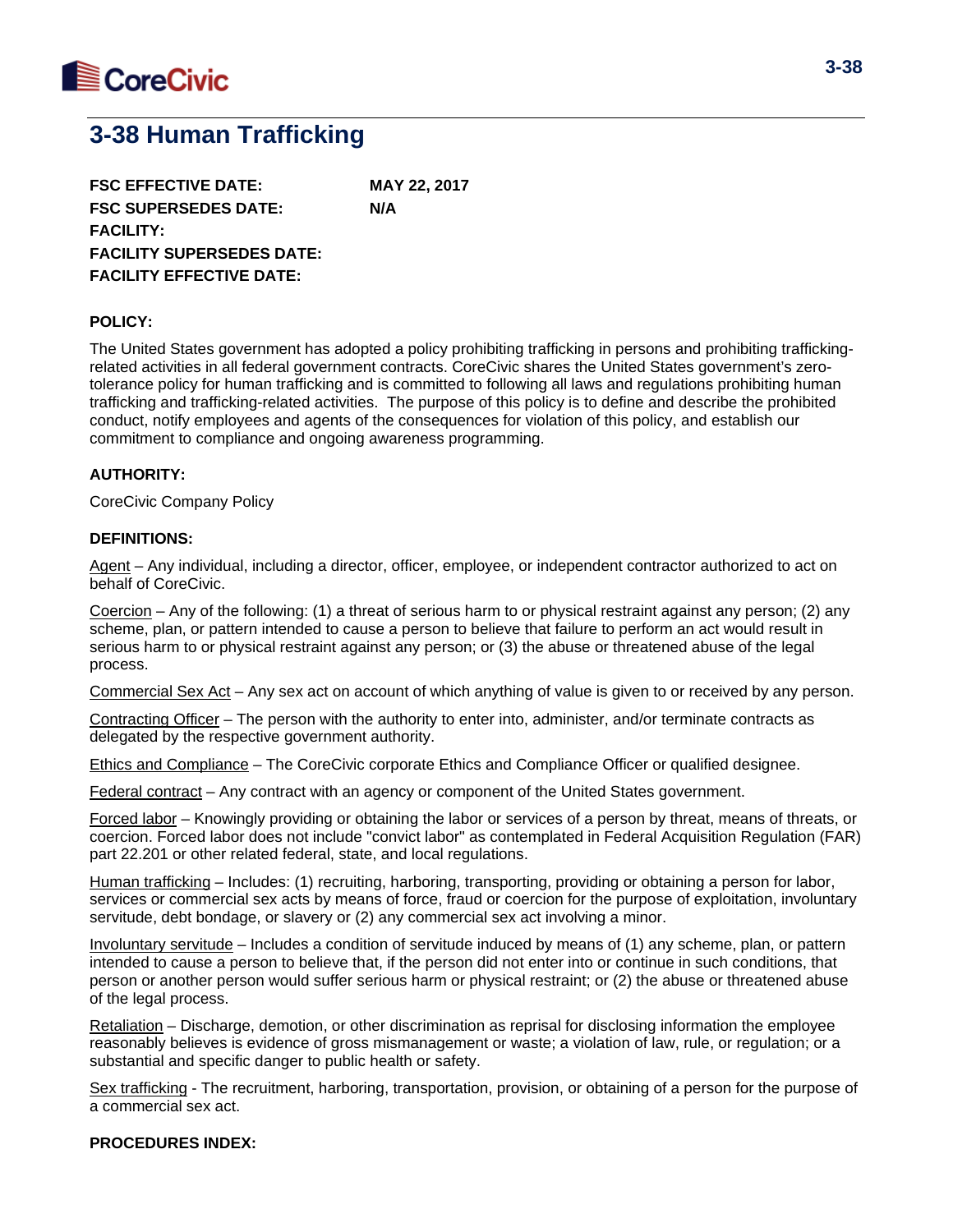# 3-38 Human Trafficking

**FSC EFFECTIVE DATE:** **MAY 22, 2017**
**FSC SUPERSEDES DATE:** **N/A**
**FACILITY:**
**FACILITY SUPERSEDES DATE:**
**FACILITY EFFECTIVE DATE:**

**POLICY:**

The United States government has adopted a policy prohibiting trafficking in persons and prohibiting trafficking-related activities in all federal government contracts. CoreCivic shares the United States government's zero-tolerance policy for human trafficking and is committed to following all laws and regulations prohibiting human trafficking and trafficking-related activities. The purpose of this policy is to define and describe the prohibited conduct, notify employees and agents of the consequences for violation of this policy, and establish our commitment to compliance and ongoing awareness programming.

**AUTHORITY:**

CoreCivic Company Policy

**DEFINITIONS:**

Agent – Any individual, including a director, officer, employee, or independent contractor authorized to act on behalf of CoreCivic.

Coercion – Any of the following: (1) a threat of serious harm to or physical restraint against any person; (2) any scheme, plan, or pattern intended to cause a person to believe that failure to perform an act would result in serious harm to or physical restraint against any person; or (3) the abuse or threatened abuse of the legal process.

Commercial Sex Act – Any sex act on account of which anything of value is given to or received by any person.

Contracting Officer – The person with the authority to enter into, administer, and/or terminate contracts as delegated by the respective government authority.

Ethics and Compliance – The CoreCivic corporate Ethics and Compliance Officer or qualified designee.

Federal contract – Any contract with an agency or component of the United States government.

Forced labor – Knowingly providing or obtaining the labor or services of a person by threat, means of threats, or coercion. Forced labor does not include "convict labor" as contemplated in Federal Acquisition Regulation (FAR) part 22.201 or other related federal, state, and local regulations.

Human trafficking – Includes: (1) recruiting, harboring, transporting, providing or obtaining a person for labor, services or commercial sex acts by means of force, fraud or coercion for the purpose of exploitation, involuntary servitude, debt bondage, or slavery or (2) any commercial sex act involving a minor.

Involuntary servitude – Includes a condition of servitude induced by means of (1) any scheme, plan, or pattern intended to cause a person to believe that, if the person did not enter into or continue in such conditions, that person or another person would suffer serious harm or physical restraint; or (2) the abuse or threatened abuse of the legal process.

Retaliation – Discharge, demotion, or other discrimination as reprisal for disclosing information the employee reasonably believes is evidence of gross mismanagement or waste; a violation of law, rule, or regulation; or a substantial and specific danger to public health or safety.

Sex trafficking - The recruitment, harboring, transportation, provision, or obtaining of a person for the purpose of a commercial sex act.

**PROCEDURES INDEX:**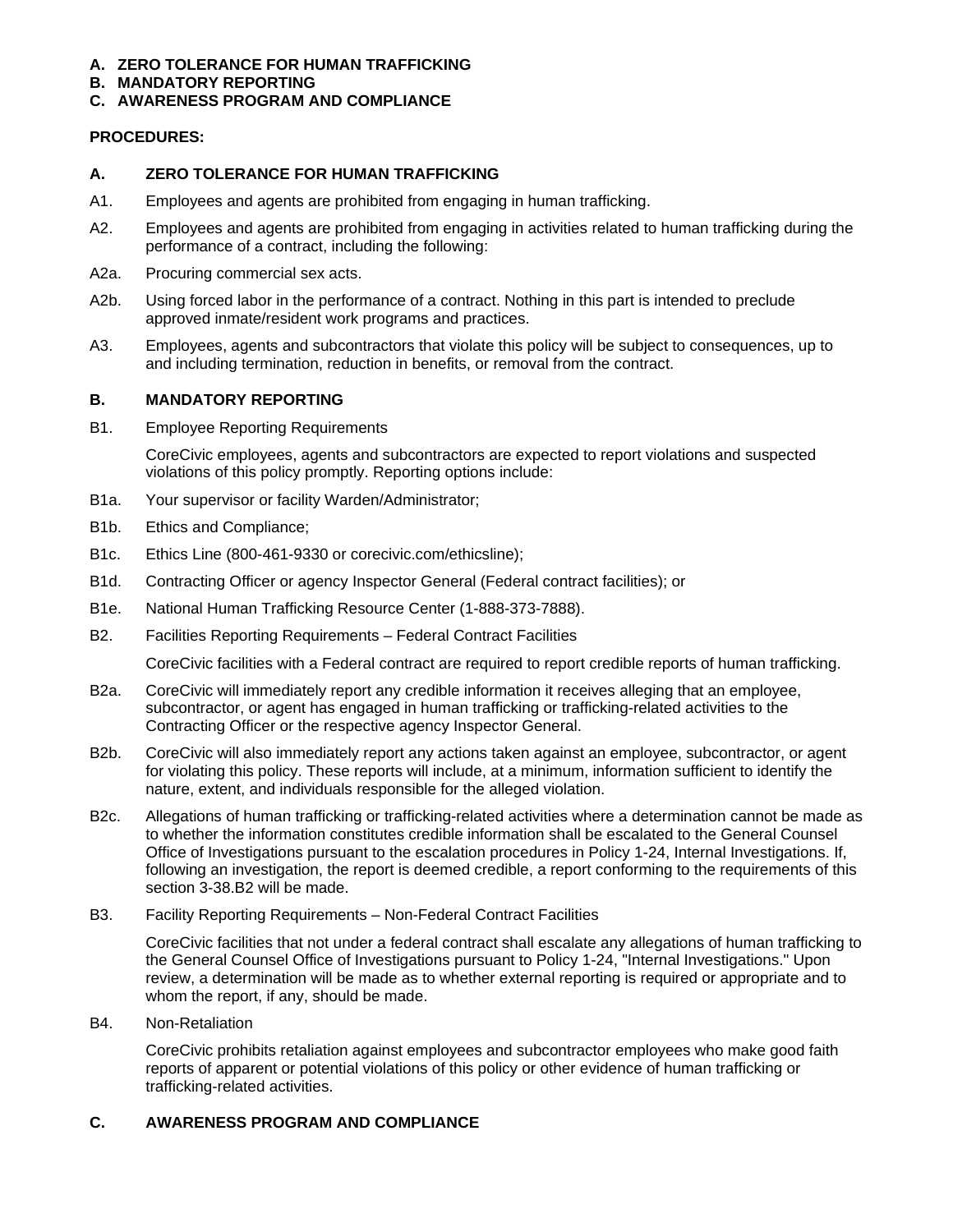**A. ZERO TOLERANCE FOR HUMAN TRAFFICKING**
**B. MANDATORY REPORTING**
**C. AWARENESS PROGRAM AND COMPLIANCE**

**PROCEDURES:**

**A. ZERO TOLERANCE FOR HUMAN TRAFFICKING**

A1. Employees and agents are prohibited from engaging in human trafficking.

A2. Employees and agents are prohibited from engaging in activities related to human trafficking during the performance of a contract, including the following:

A2a. Procuring commercial sex acts.

A2b. Using forced labor in the performance of a contract. Nothing in this part is intended to preclude approved inmate/resident work programs and practices.

A3. Employees, agents and subcontractors that violate this policy will be subject to consequences, up to and including termination, reduction in benefits, or removal from the contract.

**B. MANDATORY REPORTING**

B1. Employee Reporting Requirements

CoreCivic employees, agents and subcontractors are expected to report violations and suspected violations of this policy promptly. Reporting options include:

B1a. Your supervisor or facility Warden/Administrator;

B1b. Ethics and Compliance;

B1c. Ethics Line (800-461-9330 or corecivic.com/ethicsline);

B1d. Contracting Officer or agency Inspector General (Federal contract facilities); or

B1e. National Human Trafficking Resource Center (1-888-373-7888).

B2. Facilities Reporting Requirements – Federal Contract Facilities

CoreCivic facilities with a Federal contract are required to report credible reports of human trafficking.

B2a. CoreCivic will immediately report any credible information it receives alleging that an employee, subcontractor, or agent has engaged in human trafficking or trafficking-related activities to the Contracting Officer or the respective agency Inspector General.

B2b. CoreCivic will also immediately report any actions taken against an employee, subcontractor, or agent for violating this policy. These reports will include, at a minimum, information sufficient to identify the nature, extent, and individuals responsible for the alleged violation.

B2c. Allegations of human trafficking or trafficking-related activities where a determination cannot be made as to whether the information constitutes credible information shall be escalated to the General Counsel Office of Investigations pursuant to the escalation procedures in Policy 1-24, Internal Investigations. If, following an investigation, the report is deemed credible, a report conforming to the requirements of this section 3-38.B2 will be made.

B3. Facility Reporting Requirements – Non-Federal Contract Facilities

CoreCivic facilities that not under a federal contract shall escalate any allegations of human trafficking to the General Counsel Office of Investigations pursuant to Policy 1-24, "Internal Investigations." Upon review, a determination will be made as to whether external reporting is required or appropriate and to whom the report, if any, should be made.

B4. Non-Retaliation

CoreCivic prohibits retaliation against employees and subcontractor employees who make good faith reports of apparent or potential violations of this policy or other evidence of human trafficking or trafficking-related activities.

**C. AWARENESS PROGRAM AND COMPLIANCE**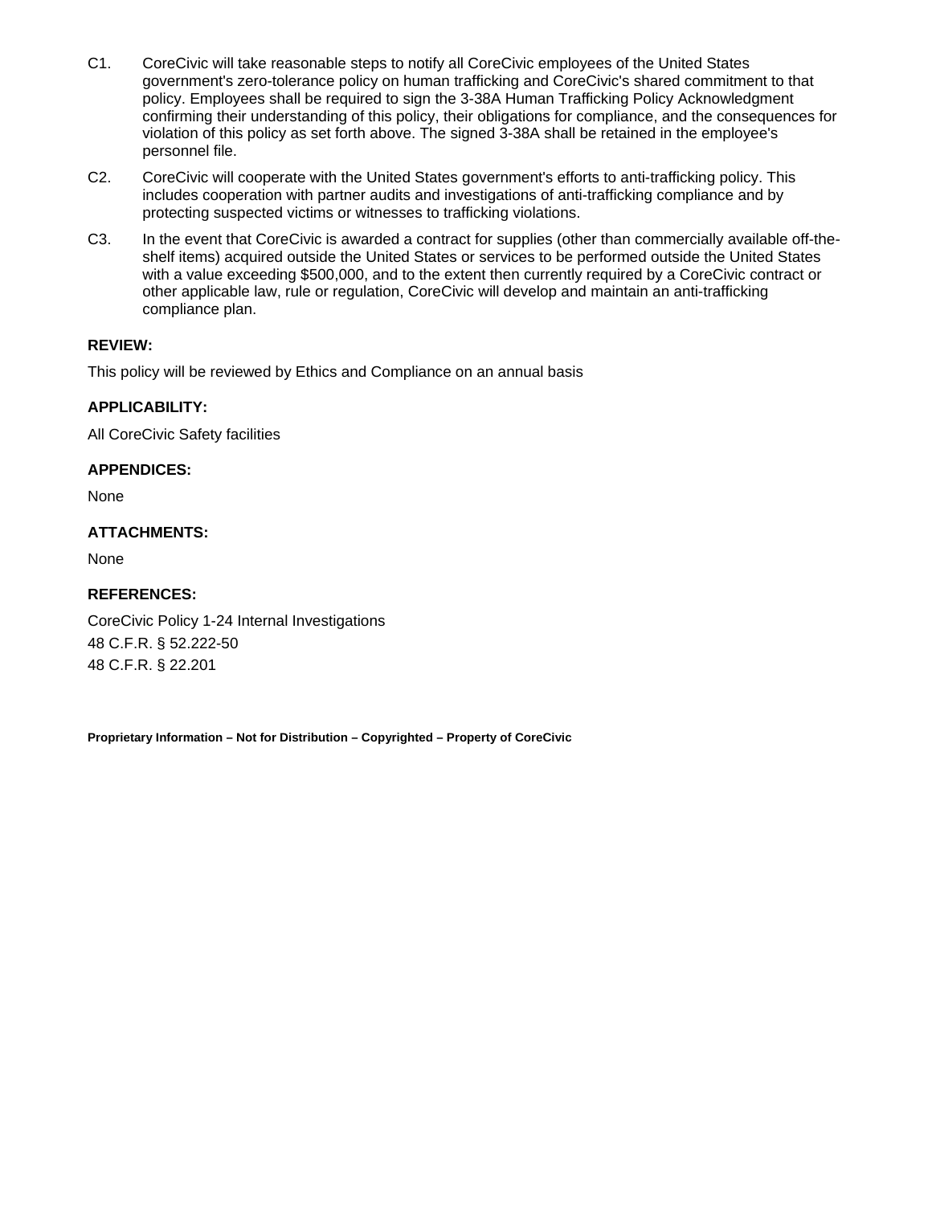C1. CoreCivic will take reasonable steps to notify all CoreCivic employees of the United States government's zero-tolerance policy on human trafficking and CoreCivic's shared commitment to that policy. Employees shall be required to sign the 3-38A Human Trafficking Policy Acknowledgment confirming their understanding of this policy, their obligations for compliance, and the consequences for violation of this policy as set forth above. The signed 3-38A shall be retained in the employee's personnel file.

C2. CoreCivic will cooperate with the United States government's efforts to anti-trafficking policy. This includes cooperation with partner audits and investigations of anti-trafficking compliance and by protecting suspected victims or witnesses to trafficking violations.

C3. In the event that CoreCivic is awarded a contract for supplies (other than commercially available off-the-shelf items) acquired outside the United States or services to be performed outside the United States with a value exceeding $500,000, and to the extent then currently required by a CoreCivic contract or other applicable law, rule or regulation, CoreCivic will develop and maintain an anti-trafficking compliance plan.

**REVIEW:**

This policy will be reviewed by Ethics and Compliance on an annual basis

**APPLICABILITY:**

All CoreCivic Safety facilities

**APPENDICES:**

None

**ATTACHMENTS:**

None

**REFERENCES:**

CoreCivic Policy 1-24 Internal Investigations
48 C.F.R. § 52.222-50
48 C.F.R. § 22.201